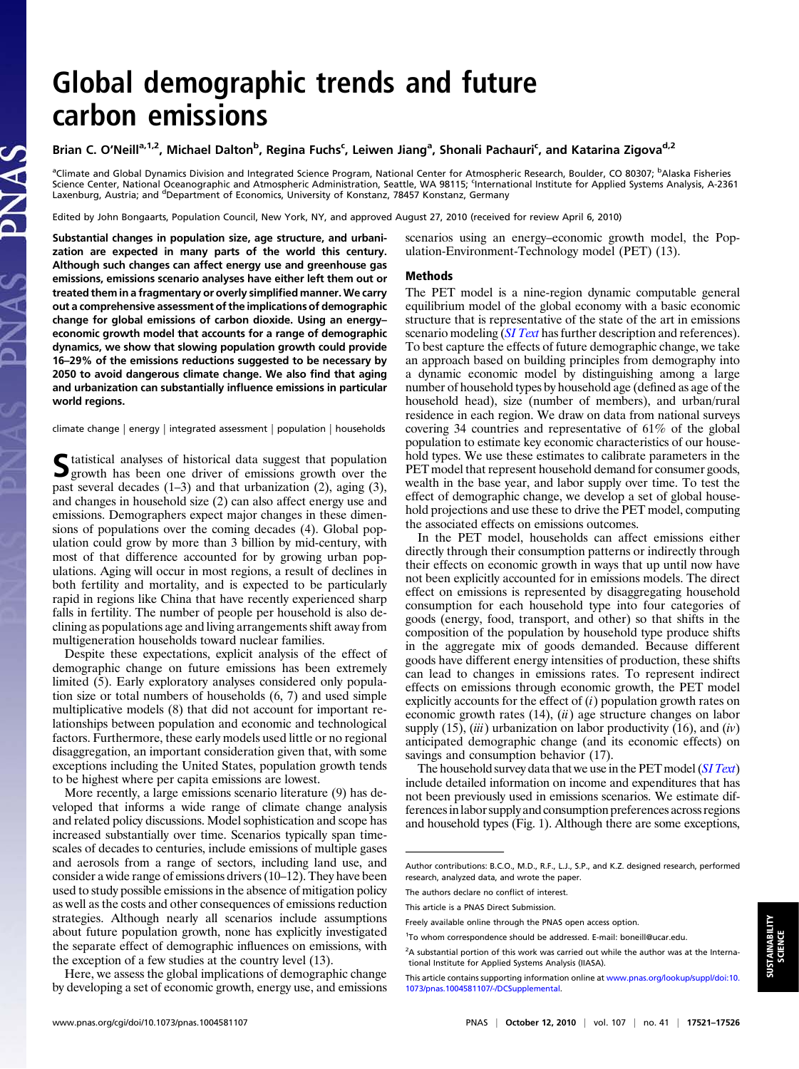# Global demographic trends and future carbon emissions

Brian C. O'Neill[a,1,2], Michael Dalton[b], Regina Fuchs[c], Leiwen Jiang[a], Shonali Pachauri[c], and Katarina Zigova[d,2]

[a]Climate and Global Dynamics Division and Integrated Science Program, National Center for Atmospheric Research, Boulder, CO 80307; [b]Alaska Fisheries Science Center, National Oceanographic and Atmospheric Administration, Seattle, WA 98115; [c]International Institute for Applied Systems Analysis, A-2361 Laxenburg, Austria; and [d]Department of Economics, University of Konstanz, 78457 Konstanz, Germany

Edited by John Bongaarts, Population Council, New York, NY, and approved August 27, 2010 (received for review April 6, 2010)

**Substantial changes in population size, age structure, and urbanization are expected in many parts of the world this century. Although such changes can affect energy use and greenhouse gas emissions, emissions scenario analyses have either left them out or treated them in a fragmentary or overly simplified manner. We carry out a comprehensive assessment of the implications of demographic change for global emissions of carbon dioxide. Using an energy–economic growth model that accounts for a range of demographic dynamics, we show that slowing population growth could provide 16–29% of the emissions reductions suggested to be necessary by 2050 to avoid dangerous climate change. We also find that aging and urbanization can substantially influence emissions in particular world regions.**

climate change | energy | integrated assessment | population | households

Statistical analyses of historical data suggest that population growth has been one driver of emissions growth over the past several decades (1–3) and that urbanization (2), aging (3), and changes in household size (2) can also affect energy use and emissions. Demographers expect major changes in these dimensions of populations over the coming decades (4). Global population could grow by more than 3 billion by mid-century, with most of that difference accounted for by growing urban populations. Aging will occur in most regions, a result of declines in both fertility and mortality, and is expected to be particularly rapid in regions like China that have recently experienced sharp falls in fertility. The number of people per household is also declining as populations age and living arrangements shift away from multigeneration households toward nuclear families.

Despite these expectations, explicit analysis of the effect of demographic change on future emissions has been extremely limited (5). Early exploratory analyses considered only population size or total numbers of households (6, 7) and used simple multiplicative models (8) that did not account for important relationships between population and economic and technological factors. Furthermore, these early models used little or no regional disaggregation, an important consideration given that, with some exceptions including the United States, population growth tends to be highest where per capita emissions are lowest.

More recently, a large emissions scenario literature (9) has developed that informs a wide range of climate change analysis and related policy discussions. Model sophistication and scope has increased substantially over time. Scenarios typically span timescales of decades to centuries, include emissions of multiple gases and aerosols from a range of sectors, including land use, and consider a wide range of emissions drivers (10–12). They have been used to study possible emissions in the absence of mitigation policy as well as the costs and other consequences of emissions reduction strategies. Although nearly all scenarios include assumptions about future population growth, none has explicitly investigated the separate effect of demographic influences on emissions, with the exception of a few studies at the country level (13).

Here, we assess the global implications of demographic change by developing a set of economic growth, energy use, and emissions scenarios using an energy–economic growth model, the Population-Environment-Technology model (PET) (13).

## Methods

The PET model is a nine-region dynamic computable general equilibrium model of the global economy with a basic economic structure that is representative of the state of the art in emissions scenario modeling (*SI Text* has further description and references). To best capture the effects of future demographic change, we take an approach based on building principles from demography into a dynamic economic model by distinguishing among a large number of household types by household age (defined as age of the household head), size (number of members), and urban/rural residence in each region. We draw on data from national surveys covering 34 countries and representative of 61% of the global population to estimate key economic characteristics of our household types. We use these estimates to calibrate parameters in the PET model that represent household demand for consumer goods, wealth in the base year, and labor supply over time. To test the effect of demographic change, we develop a set of global household projections and use these to drive the PET model, computing the associated effects on emissions outcomes.

In the PET model, households can affect emissions either directly through their consumption patterns or indirectly through their effects on economic growth in ways that up until now have not been explicitly accounted for in emissions models. The direct effect on emissions is represented by disaggregating household consumption for each household type into four categories of goods (energy, food, transport, and other) so that shifts in the composition of the population by household type produce shifts in the aggregate mix of goods demanded. Because different goods have different energy intensities of production, these shifts can lead to changes in emissions rates. To represent indirect effects on emissions through economic growth, the PET model explicitly accounts for the effect of (*i*) population growth rates on economic growth rates (14), (*ii*) age structure changes on labor supply (15), (*iii*) urbanization on labor productivity (16), and (*iv*) anticipated demographic change (and its economic effects) on savings and consumption behavior (17).

The household survey data that we use in the PET model (*SI Text*) include detailed information on income and expenditures that has not been previously used in emissions scenarios. We estimate differences in labor supply and consumption preferences across regions and household types (Fig. 1). Although there are some exceptions,

---

Author contributions: B.C.O., M.D., R.F., L.J., S.P., and K.Z. designed research, performed research, analyzed data, and wrote the paper.

The authors declare no conflict of interest.

This article is a PNAS Direct Submission.

Freely available online through the PNAS open access option.

[1]To whom correspondence should be addressed. E-mail: boneill@ucar.edu.

[2]A substantial portion of this work was carried out while the author was at the International Institute for Applied Systems Analysis (IIASA).

This article contains supporting information online at www.pnas.org/lookup/suppl/doi:10.1073/pnas.1004581107/-/DCSupplemental.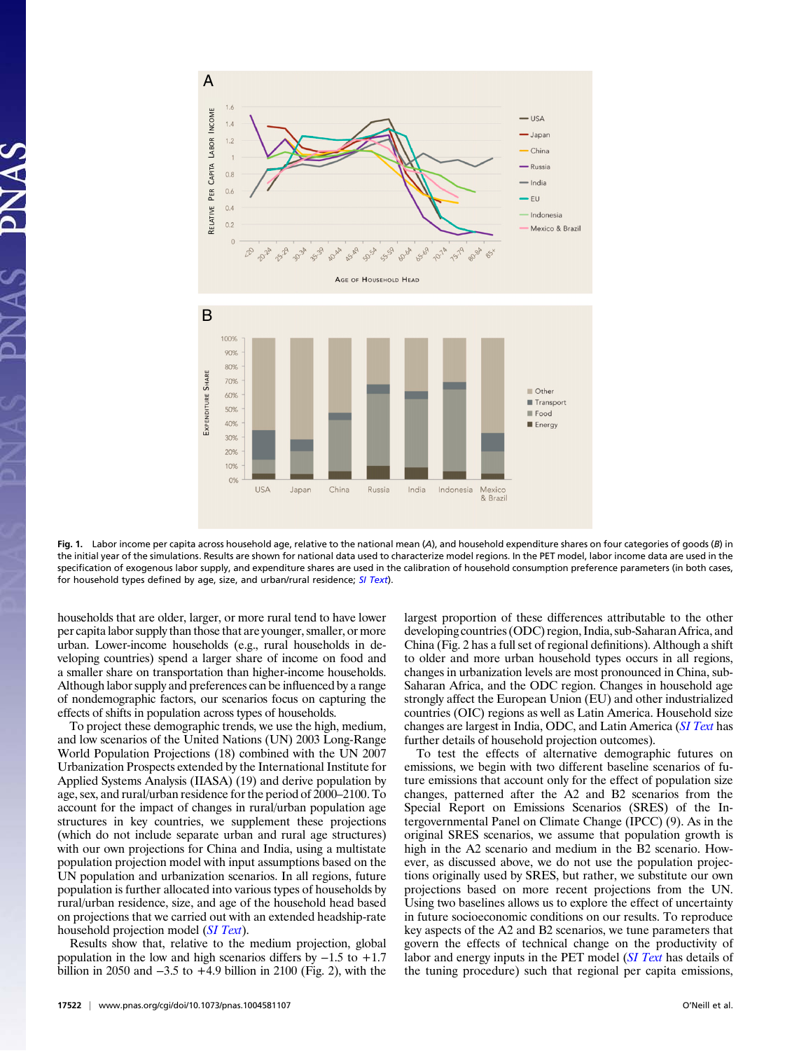**Fig. 1.** Labor income per capita across household age, relative to the national mean (*A*), and household expenditure shares on four categories of goods (*B*) in the initial year of the simulations. Results are shown for national data used to characterize model regions. In the PET model, labor income data are used in the specification of exogenous labor supply, and expenditure shares are used in the calibration of household consumption preference parameters (in both cases, for household types defined by age, size, and urban/rural residence; *SI Text*).

households that are older, larger, or more rural tend to have lower per capita labor supply than those that are younger, smaller, or more urban. Lower-income households (e.g., rural households in developing countries) spend a larger share of income on food and a smaller share on transportation than higher-income households. Although labor supply and preferences can be influenced by a range of nondemographic factors, our scenarios focus on capturing the effects of shifts in population across types of households.

To project these demographic trends, we use the high, medium, and low scenarios of the United Nations (UN) 2003 Long-Range World Population Projections (18) combined with the UN 2007 Urbanization Prospects extended by the International Institute for Applied Systems Analysis (IIASA) (19) and derive population by age, sex, and rural/urban residence for the period of 2000–2100. To account for the impact of changes in rural/urban population age structures in key countries, we supplement these projections (which do not include separate urban and rural age structures) with our own projections for China and India, using a multistate population projection model with input assumptions based on the UN population and urbanization scenarios. In all regions, future population is further allocated into various types of households by rural/urban residence, size, and age of the household head based on projections that we carried out with an extended headship-rate household projection model (*SI Text*).

Results show that, relative to the medium projection, global population in the low and high scenarios differs by −1.5 to +1.7 billion in 2050 and −3.5 to +4.9 billion in 2100 (Fig. 2), with the largest proportion of these differences attributable to the other developing countries (ODC) region, India, sub-Saharan Africa, and China (Fig. 2 has a full set of regional definitions). Although a shift to older and more urban household types occurs in all regions, changes in urbanization levels are most pronounced in China, sub-Saharan Africa, and the ODC region. Changes in household age strongly affect the European Union (EU) and other industrialized countries (OIC) regions as well as Latin America. Household size changes are largest in India, ODC, and Latin America (*SI Text* has further details of household projection outcomes).

To test the effects of alternative demographic futures on emissions, we begin with two different baseline scenarios of future emissions that account only for the effect of population size changes, patterned after the A2 and B2 scenarios from the Special Report on Emissions Scenarios (SRES) of the Intergovernmental Panel on Climate Change (IPCC) (9). As in the original SRES scenarios, we assume that population growth is high in the A2 scenario and medium in the B2 scenario. However, as discussed above, we do not use the population projections originally used by SRES, but rather, we substitute our own projections based on more recent projections from the UN. Using two baselines allows us to explore the effect of uncertainty in future socioeconomic conditions on our results. To reproduce key aspects of the A2 and B2 scenarios, we tune parameters that govern the effects of technical change on the productivity of labor and energy inputs in the PET model (*SI Text* has details of the tuning procedure) such that regional per capita emissions,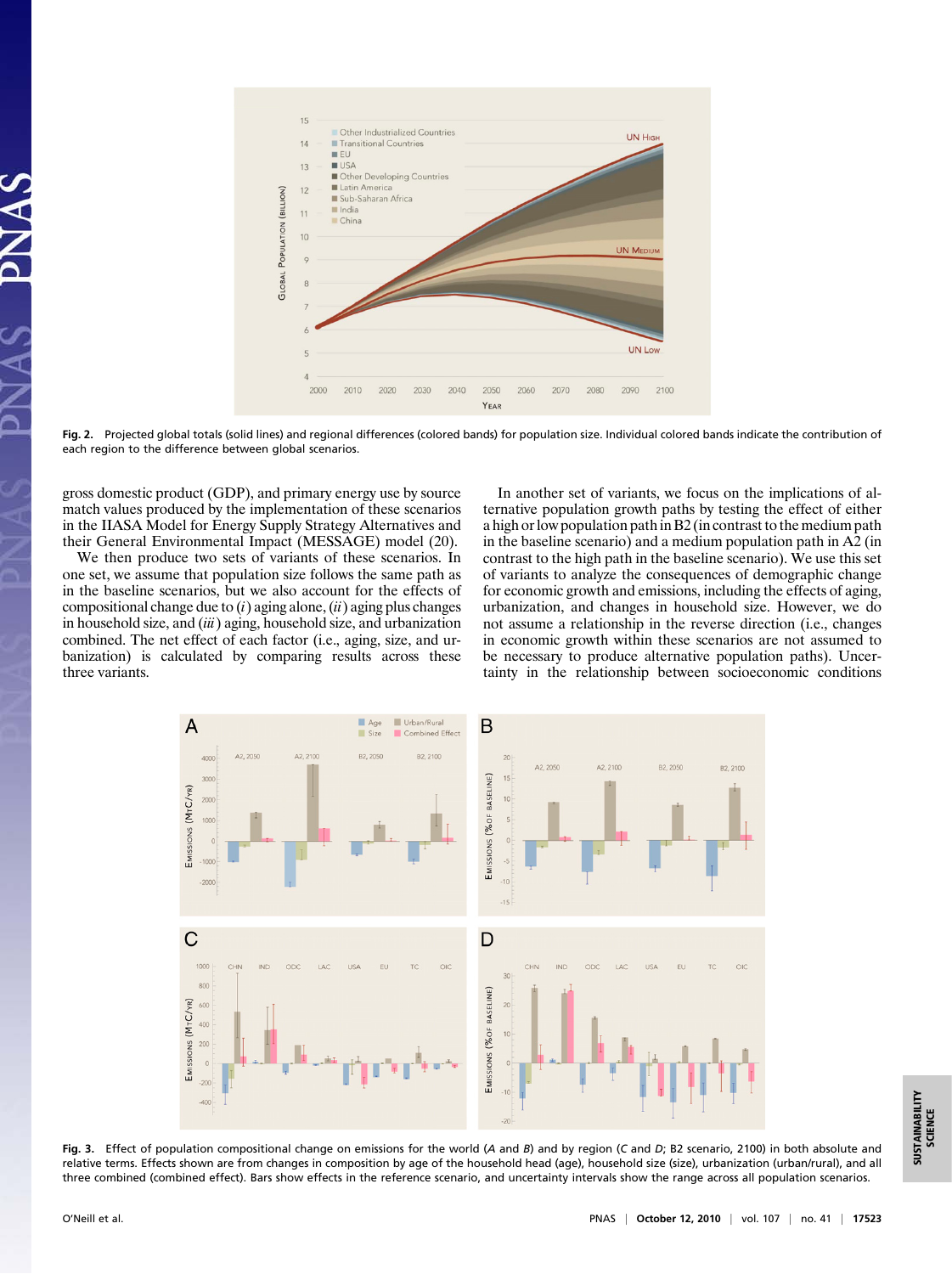Fig. 2. Projected global totals (solid lines) and regional differences (colored bands) for population size. Individual colored bands indicate the contribution of each region to the difference between global scenarios.

gross domestic product (GDP), and primary energy use by source match values produced by the implementation of these scenarios in the IIASA Model for Energy Supply Strategy Alternatives and their General Environmental Impact (MESSAGE) model (20).

We then produce two sets of variants of these scenarios. In one set, we assume that population size follows the same path as in the baseline scenarios, but we also account for the effects of compositional change due to (*i*) aging alone, (*ii*) aging plus changes in household size, and (*iii*) aging, household size, and urbanization combined. The net effect of each factor (i.e., aging, size, and urbanization) is calculated by comparing results across these three variants.

In another set of variants, we focus on the implications of alternative population growth paths by testing the effect of either a high or low population path in B2 (in contrast to the medium path in the baseline scenario) and a medium population path in A2 (in contrast to the high path in the baseline scenario). We use this set of variants to analyze the consequences of demographic change for economic growth and emissions, including the effects of aging, urbanization, and changes in household size. However, we do not assume a relationship in the reverse direction (i.e., changes in economic growth within these scenarios are not assumed to be necessary to produce alternative population paths). Uncertainty in the relationship between socioeconomic conditions

Fig. 3. Effect of population compositional change on emissions for the world (*A* and *B*) and by region (*C* and *D*; B2 scenario, 2100) in both absolute and relative terms. Effects shown are from changes in composition by age of the household head (age), household size (size), urbanization (urban/rural), and all three combined (combined effect). Bars show effects in the reference scenario, and uncertainty intervals show the range across all population scenarios.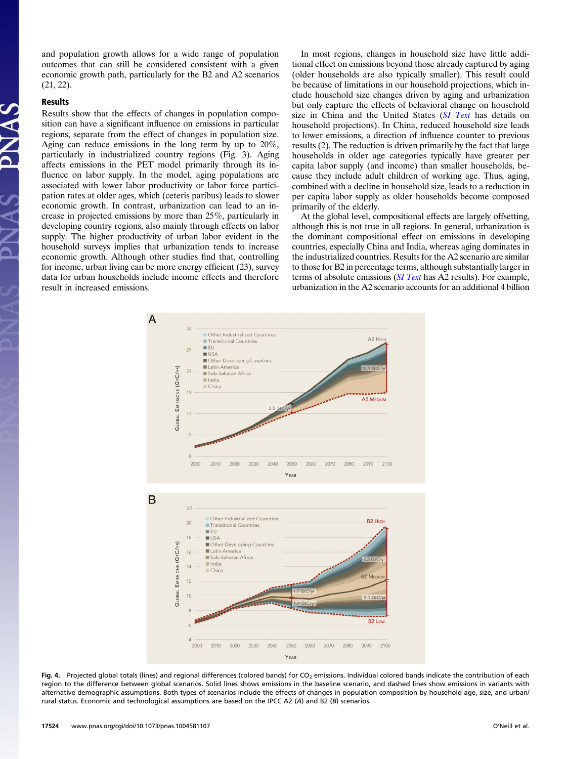and population growth allows for a wide range of population outcomes that can still be considered consistent with a given economic growth path, particularly for the B2 and A2 scenarios (21, 22).

## Results

Results show that the effects of changes in population composition can have a significant influence on emissions in particular regions, separate from the effect of changes in population size. Aging can reduce emissions in the long term by up to 20%, particularly in industrialized country regions (Fig. 3). Aging affects emissions in the PET model primarily through its influence on labor supply. In the model, aging populations are associated with lower labor productivity or labor force participation rates at older ages, which (ceteris paribus) leads to slower economic growth. In contrast, urbanization can lead to an increase in projected emissions by more than 25%, particularly in developing country regions, also mainly through effects on labor supply. The higher productivity of urban labor evident in the household surveys implies that urbanization tends to increase economic growth. Although other studies find that, controlling for income, urban living can be more energy efficient (23), survey data for urban households include income effects and therefore result in increased emissions.

In most regions, changes in household size have little additional effect on emissions beyond those already captured by aging (older households are also typically smaller). This result could be because of limitations in our household projections, which include household size changes driven by aging and urbanization but only capture the effects of behavioral change on household size in China and the United States (*SI Text* has details on household projections). In China, reduced household size leads to lower emissions, a direction of influence counter to previous results (2). The reduction is driven primarily by the fact that large households in older age categories typically have greater per capita labor supply (and income) than smaller households, because they include adult children of working age. Thus, aging, combined with a decline in household size, leads to a reduction in per capita labor supply as older households become composed primarily of the elderly.

At the global level, compositional effects are largely offsetting, although this is not true in all regions. In general, urbanization is the dominant compositional effect on emissions in developing countries, especially China and India, whereas aging dominates in the industrialized countries. Results for the A2 scenario are similar to those for B2 in percentage terms, although substantially larger in terms of absolute emissions (*SI Text* has A2 results). For example, urbanization in the A2 scenario accounts for an additional 4 billion

**Fig. 4.** Projected global totals (lines) and regional differences (colored bands) for $CO_2$ emissions. Individual colored bands indicate the contribution of each region to the difference between global scenarios. Solid lines shows emissions in the baseline scenario, and dashed lines show emissions in variants with alternative demographic assumptions. Both types of scenarios include the effects of changes in population composition by household age, size, and urban/rural status. Economic and technological assumptions are based on the IPCC A2 (*A*) and B2 (*B*) scenarios.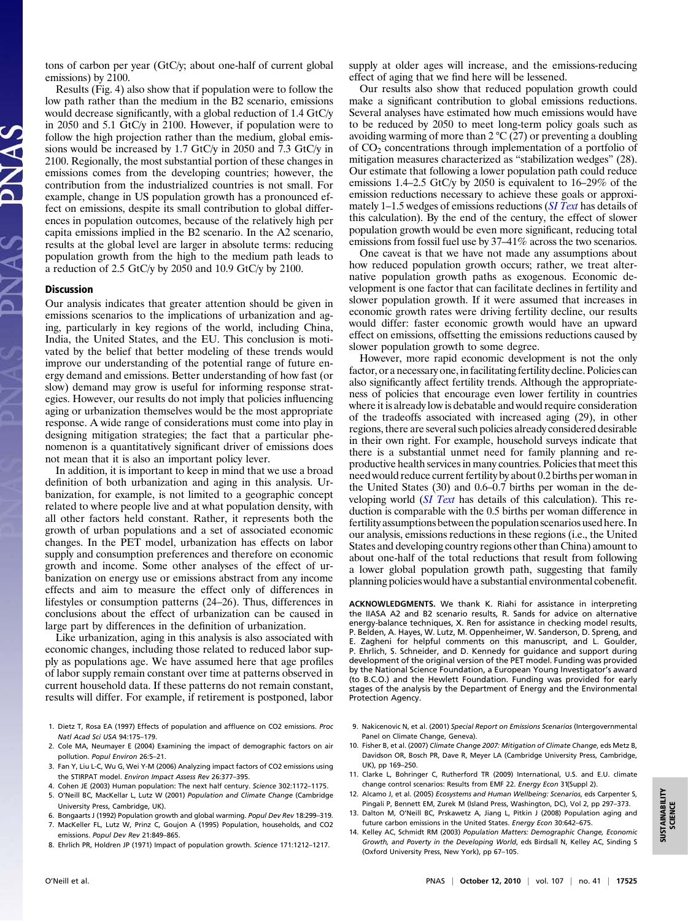tons of carbon per year (GtC/y; about one-half of current global emissions) by 2100.

Results (Fig. 4) also show that if population were to follow the low path rather than the medium in the B2 scenario, emissions would decrease significantly, with a global reduction of 1.4 GtC/y in 2050 and 5.1 GtC/y in 2100. However, if population were to follow the high projection rather than the medium, global emissions would be increased by 1.7 GtC/y in 2050 and 7.3 GtC/y in 2100. Regionally, the most substantial portion of these changes in emissions comes from the developing countries; however, the contribution from the industrialized countries is not small. For example, change in US population growth has a pronounced effect on emissions, despite its small contribution to global differences in population outcomes, because of the relatively high per capita emissions implied in the B2 scenario. In the A2 scenario, results at the global level are larger in absolute terms: reducing population growth from the high to the medium path leads to a reduction of 2.5 GtC/y by 2050 and 10.9 GtC/y by 2100.

## Discussion

Our analysis indicates that greater attention should be given in emissions scenarios to the implications of urbanization and aging, particularly in key regions of the world, including China, India, the United States, and the EU. This conclusion is motivated by the belief that better modeling of these trends would improve our understanding of the potential range of future energy demand and emissions. Better understanding of how fast (or slow) demand may grow is useful for informing response strategies. However, our results do not imply that policies influencing aging or urbanization themselves would be the most appropriate response. A wide range of considerations must come into play in designing mitigation strategies; the fact that a particular phenomenon is a quantitatively significant driver of emissions does not mean that it is also an important policy lever.

In addition, it is important to keep in mind that we use a broad definition of both urbanization and aging in this analysis. Urbanization, for example, is not limited to a geographic concept related to where people live and at what population density, with all other factors held constant. Rather, it represents both the growth of urban populations and a set of associated economic changes. In the PET model, urbanization has effects on labor supply and consumption preferences and therefore on economic growth and income. Some other analyses of the effect of urbanization on energy use or emissions abstract from any income effects and aim to measure the effect only of differences in lifestyles or consumption patterns (24–26). Thus, differences in conclusions about the effect of urbanization can be caused in large part by differences in the definition of urbanization.

Like urbanization, aging in this analysis is also associated with economic changes, including those related to reduced labor supply as populations age. We have assumed here that age profiles of labor supply remain constant over time at patterns observed in current household data. If these patterns do not remain constant, results will differ. For example, if retirement is postponed, labor supply at older ages will increase, and the emissions-reducing effect of aging that we find here will be lessened.

Our results also show that reduced population growth could make a significant contribution to global emissions reductions. Several analyses have estimated how much emissions would have to be reduced by 2050 to meet long-term policy goals such as avoiding warming of more than 2 °C (27) or preventing a doubling of $CO_2$ concentrations through implementation of a portfolio of mitigation measures characterized as "stabilization wedges" (28). Our estimate that following a lower population path could reduce emissions 1.4–2.5 GtC/y by 2050 is equivalent to 16–29% of the emission reductions necessary to achieve these goals or approximately 1–1.5 wedges of emissions reductions (*SI Text* has details of this calculation). By the end of the century, the effect of slower population growth would be even more significant, reducing total emissions from fossil fuel use by 37–41% across the two scenarios.

One caveat is that we have not made any assumptions about how reduced population growth occurs; rather, we treat alternative population growth paths as exogenous. Economic development is one factor that can facilitate declines in fertility and slower population growth. If it were assumed that increases in economic growth rates were driving fertility decline, our results would differ: faster economic growth would have an upward effect on emissions, offsetting the emissions reductions caused by slower population growth to some degree.

However, more rapid economic development is not the only factor, or a necessary one, in facilitating fertility decline. Policies can also significantly affect fertility trends. Although the appropriateness of policies that encourage even lower fertility in countries where it is already low is debatable and would require consideration of the tradeoffs associated with increased aging (29), in other regions, there are several such policies already considered desirable in their own right. For example, household surveys indicate that there is a substantial unmet need for family planning and reproductive health services in many countries. Policies that meet this need would reduce current fertility by about 0.2 births per woman in the United States (30) and 0.6–0.7 births per woman in the developing world (*SI Text* has details of this calculation). This reduction is comparable with the 0.5 births per woman difference in fertility assumptions between the population scenarios used here. In our analysis, emissions reductions in these regions (i.e., the United States and developing country regions other than China) amount to about one-half of the total reductions that result from following a lower global population path, suggesting that family planning policies would have a substantial environmental cobenefit.

**ACKNOWLEDGMENTS.** We thank K. Riahi for assistance in interpreting the IIASA A2 and B2 scenario results, R. Sands for advice on alternative energy-balance techniques, X. Ren for assistance in checking model results, P. Belden, A. Hayes, W. Lutz, M. Oppenheimer, W. Sanderson, D. Spreng, and E. Zagheni for helpful comments on this manuscript, and L. Goulder, P. Ehrlich, S. Schneider, and D. Kennedy for guidance and support during development of the original version of the PET model. Funding was provided by the National Science Foundation, a European Young Investigator's award (to B.C.O.) and the Hewlett Foundation. Funding was provided for early stages of the analysis by the Department of Energy and the Environmental Protection Agency.

1. Dietz T, Rosa EA (1997) Effects of population and affluence on CO2 emissions. *Proc Natl Acad Sci USA* 94:175–179.
2. Cole MA, Neumayer E (2004) Examining the impact of demographic factors on air pollution. *Popul Environ* 26:5–21.
3. Fan Y, Liu L-C, Wu G, Wei Y-M (2006) Analyzing impact factors of CO2 emissions using the STIRPAT model. *Environ Impact Assess Rev* 26:377–395.
4. Cohen JE (2003) Human population: The next half century. *Science* 302:1172–1175.
5. O'Neill BC, MacKellar L, Lutz W (2001) *Population and Climate Change* (Cambridge University Press, Cambridge, UK).
6. Bongaarts J (1992) Population growth and global warming. *Popul Dev Rev* 18:299–319.
7. MacKeller FL, Lutz W, Prinz C, Goujon A (1995) Population, households, and CO2 emissions. *Popul Dev Rev* 21:849–865.
8. Ehrlich PR, Holdren JP (1971) Impact of population growth. *Science* 171:1212–1217.
9. Nakicenovic N, et al. (2001) *Special Report on Emissions Scenarios* (Intergovernmental Panel on Climate Change, Geneva).
10. Fisher B, et al. (2007) *Climate Change 2007: Mitigation of Climate Change*, eds Metz B, Davidson OR, Bosch PR, Dave R, Meyer LA (Cambridge University Press, Cambridge, UK), pp 169–250.
11. Clarke L, Bohringer C, Rutherford TR (2009) International, U.S. and E.U. climate change control scenarios: Results from EMF 22. *Energy Econ* 31(Suppl 2).
12. Alcamo J, et al. (2005) *Ecosystems and Human Wellbeing: Scenarios*, eds Carpenter S, Pingali P, Bennett EM, Zurek M (Island Press, Washington, DC), Vol 2, pp 297–373.
13. Dalton M, O'Neill BC, Prskawetz A, Jiang L, Pitkin J (2008) Population aging and future carbon emissions in the United States. *Energy Econ* 30:642–675.
14. Kelley AC, Schmidt RM (2003) *Population Matters: Demographic Change, Economic Growth, and Poverty in the Developing World*, eds Birdsall N, Kelley AC, Sinding S (Oxford University Press, New York), pp 67–105.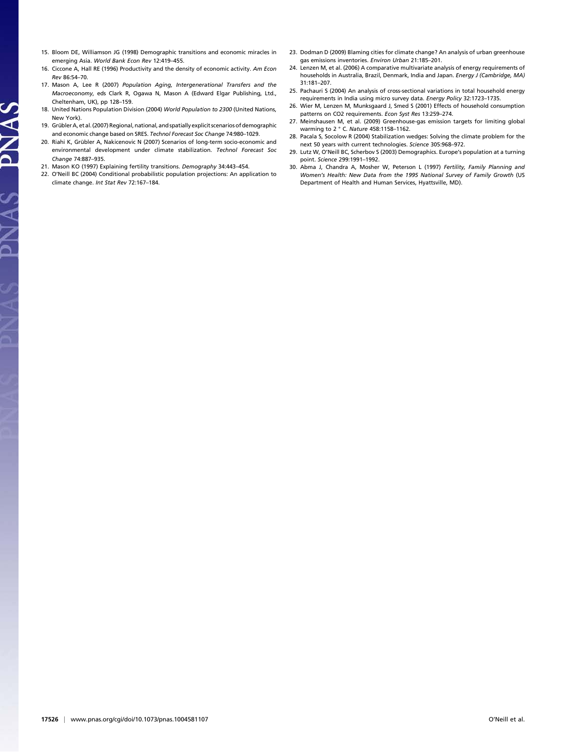15. Bloom DE, Williamson JG (1998) Demographic transitions and economic miracles in emerging Asia. *World Bank Econ Rev* 12:419–455.
16. Ciccone A, Hall RE (1996) Productivity and the density of economic activity. *Am Econ Rev* 86:54–70.
17. Mason A, Lee R (2007) *Population Aging, Intergenerational Transfers and the Macroeconomy*, eds Clark R, Ogawa N, Mason A (Edward Elgar Publishing, Ltd., Cheltenham, UK), pp 128–159.
18. United Nations Population Division (2004) *World Population to 2300* (United Nations, New York).
19. Grübler A, et al. (2007) Regional, national, and spatially explicit scenarios of demographic and economic change based on SRES. *Technol Forecast Soc Change* 74:980–1029.
20. Riahi K, Grübler A, Nakicenovic N (2007) Scenarios of long-term socio-economic and environmental development under climate stabilization. *Technol Forecast Soc Change* 74:887–935.
21. Mason KO (1997) Explaining fertility transitions. *Demography* 34:443–454.
22. O'Neill BC (2004) Conditional probabilistic population projections: An application to climate change. *Int Stat Rev* 72:167–184.
23. Dodman D (2009) Blaming cities for climate change? An analysis of urban greenhouse gas emissions inventories. *Environ Urban* 21:185–201.
24. Lenzen M, et al. (2006) A comparative multivariate analysis of energy requirements of households in Australia, Brazil, Denmark, India and Japan. *Energy J (Cambridge, MA)* 31:181–207.
25. Pachauri S (2004) An analysis of cross-sectional variations in total household energy requirements in India using micro survey data. *Energy Policy* 32:1723–1735.
26. Wier M, Lenzen M, Munksgaard J, Smed S (2001) Effects of household consumption patterns on CO2 requirements. *Econ Syst Res* 13:259–274.
27. Meinshausen M, et al. (2009) Greenhouse-gas emission targets for limiting global warming to 2 ° C. *Nature* 458:1158–1162.
28. Pacala S, Socolow R (2004) Stabilization wedges: Solving the climate problem for the next 50 years with current technologies. *Science* 305:968–972.
29. Lutz W, O'Neill BC, Scherbov S (2003) Demographics. Europe's population at a turning point. *Science* 299:1991–1992.
30. Abma J, Chandra A, Mosher W, Peterson L (1997) *Fertility, Family Planning and Women's Health: New Data from the 1995 National Survey of Family Growth* (US Department of Health and Human Services, Hyattsville, MD).